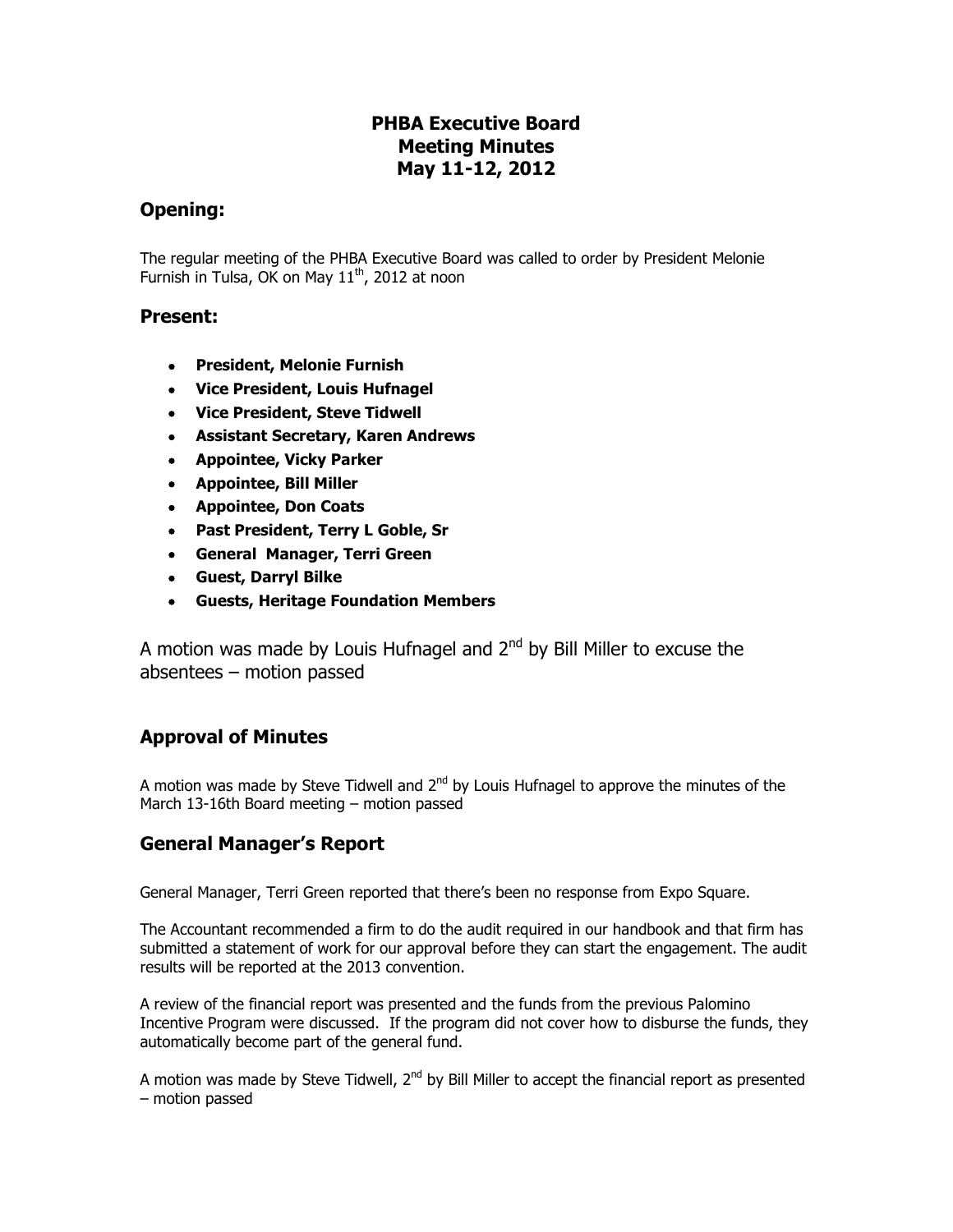# PHBA Executive Board
# Meeting Minutes
# May 11-12, 2012

## Opening:

The regular meeting of the PHBA Executive Board was called to order by President Melonie Furnish in Tulsa, OK on May 11th, 2012 at noon

## Present:

- **President, Melonie Furnish**
- **Vice President, Louis Hufnagel**
- **Vice President, Steve Tidwell**
- **Assistant Secretary, Karen Andrews**
- **Appointee, Vicky Parker**
- **Appointee, Bill Miller**
- **Appointee, Don Coats**
- **Past President, Terry L Goble, Sr**
- **General Manager, Terri Green**
- **Guest, Darryl Bilke**
- **Guests, Heritage Foundation Members**

A motion was made by Louis Hufnagel and 2nd by Bill Miller to excuse the absentees – motion passed

## Approval of Minutes

A motion was made by Steve Tidwell and 2nd by Louis Hufnagel to approve the minutes of the March 13-16th Board meeting – motion passed

## General Manager's Report

General Manager, Terri Green reported that there's been no response from Expo Square.

The Accountant recommended a firm to do the audit required in our handbook and that firm has submitted a statement of work for our approval before they can start the engagement. The audit results will be reported at the 2013 convention.

A review of the financial report was presented and the funds from the previous Palomino Incentive Program were discussed. If the program did not cover how to disburse the funds, they automatically become part of the general fund.

A motion was made by Steve Tidwell, 2nd by Bill Miller to accept the financial report as presented – motion passed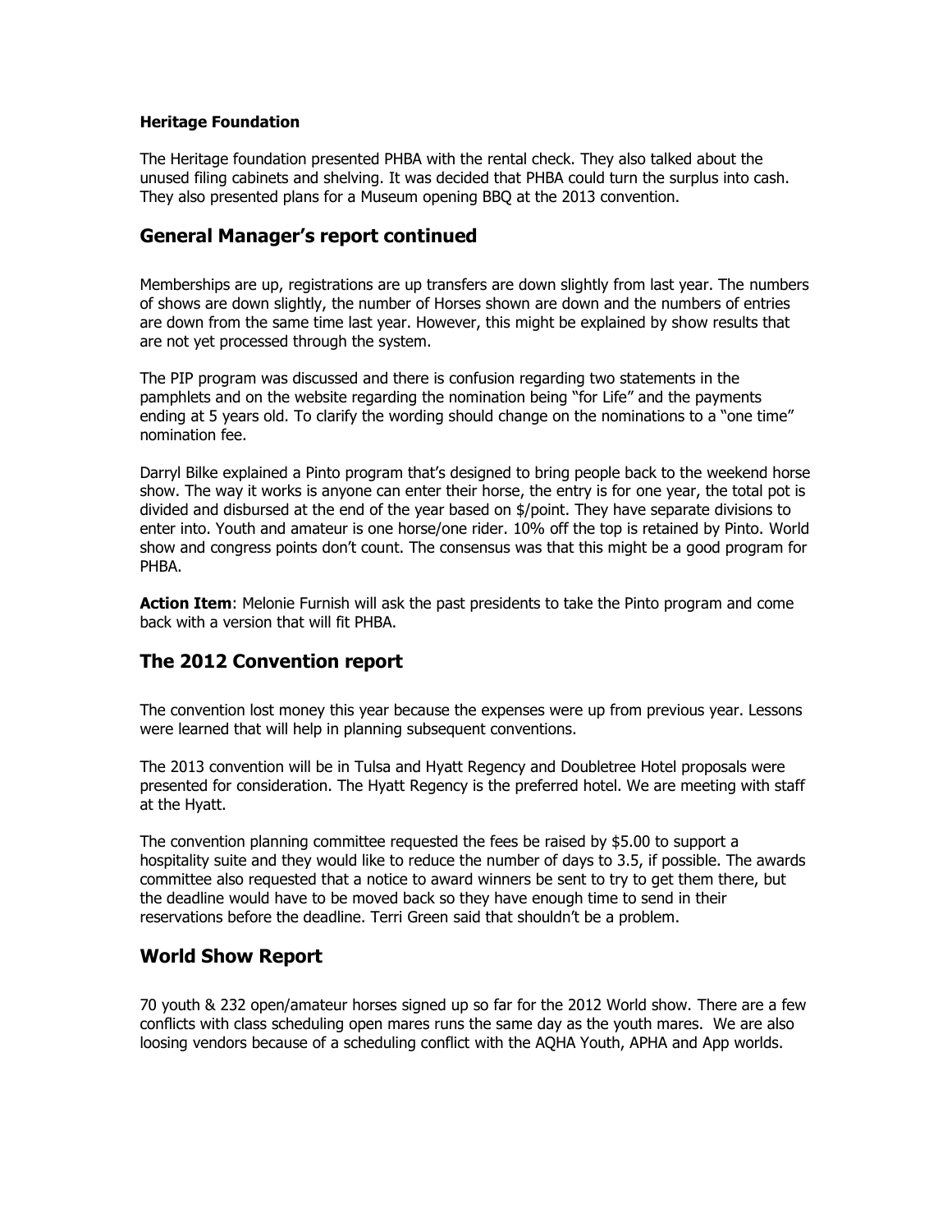**Heritage Foundation**

The Heritage foundation presented PHBA with the rental check. They also talked about the unused filing cabinets and shelving. It was decided that PHBA could turn the surplus into cash. They also presented plans for a Museum opening BBQ at the 2013 convention.

## General Manager's report continued

Memberships are up, registrations are up transfers are down slightly from last year. The numbers of shows are down slightly, the number of Horses shown are down and the numbers of entries are down from the same time last year. However, this might be explained by show results that are not yet processed through the system.

The PIP program was discussed and there is confusion regarding two statements in the pamphlets and on the website regarding the nomination being "for Life" and the payments ending at 5 years old. To clarify the wording should change on the nominations to a "one time" nomination fee.

Darryl Bilke explained a Pinto program that's designed to bring people back to the weekend horse show. The way it works is anyone can enter their horse, the entry is for one year, the total pot is divided and disbursed at the end of the year based on $/point. They have separate divisions to enter into. Youth and amateur is one horse/one rider. 10% off the top is retained by Pinto. World show and congress points don't count. The consensus was that this might be a good program for PHBA.

**Action Item**: Melonie Furnish will ask the past presidents to take the Pinto program and come back with a version that will fit PHBA.

## The 2012 Convention report

The convention lost money this year because the expenses were up from previous year. Lessons were learned that will help in planning subsequent conventions.

The 2013 convention will be in Tulsa and Hyatt Regency and Doubletree Hotel proposals were presented for consideration. The Hyatt Regency is the preferred hotel. We are meeting with staff at the Hyatt.

The convention planning committee requested the fees be raised by $5.00 to support a hospitality suite and they would like to reduce the number of days to 3.5, if possible. The awards committee also requested that a notice to award winners be sent to try to get them there, but the deadline would have to be moved back so they have enough time to send in their reservations before the deadline. Terri Green said that shouldn't be a problem.

## World Show Report

70 youth & 232 open/amateur horses signed up so far for the 2012 World show. There are a few conflicts with class scheduling open mares runs the same day as the youth mares. We are also loosing vendors because of a scheduling conflict with the AQHA Youth, APHA and App worlds.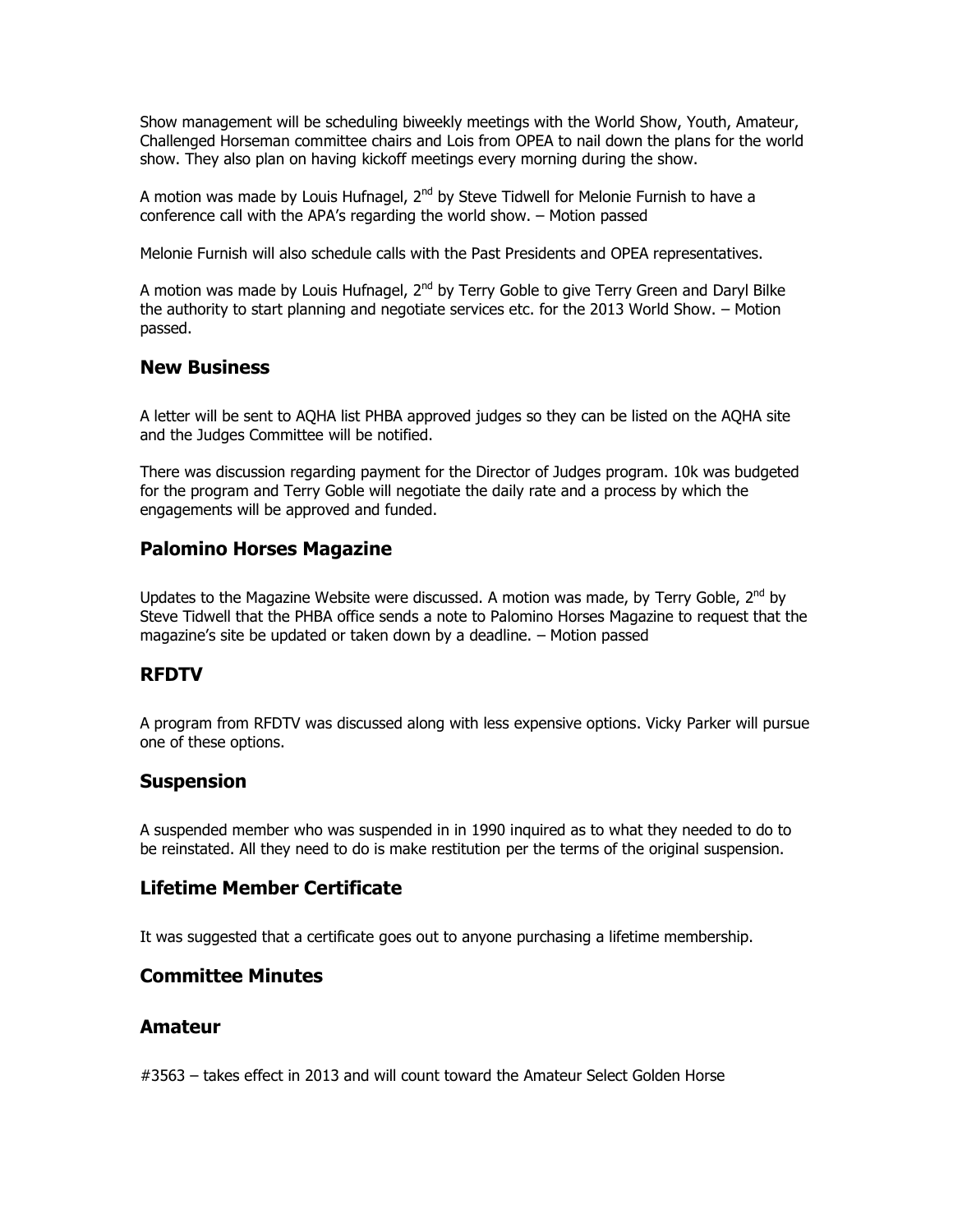Show management will be scheduling biweekly meetings with the World Show, Youth, Amateur, Challenged Horseman committee chairs and Lois from OPEA to nail down the plans for the world show. They also plan on having kickoff meetings every morning during the show.

A motion was made by Louis Hufnagel, 2nd by Steve Tidwell for Melonie Furnish to have a conference call with the APA's regarding the world show. – Motion passed

Melonie Furnish will also schedule calls with the Past Presidents and OPEA representatives.

A motion was made by Louis Hufnagel, 2nd by Terry Goble to give Terry Green and Daryl Bilke the authority to start planning and negotiate services etc. for the 2013 World Show. – Motion passed.

## New Business

A letter will be sent to AQHA list PHBA approved judges so they can be listed on the AQHA site and the Judges Committee will be notified.

There was discussion regarding payment for the Director of Judges program. 10k was budgeted for the program and Terry Goble will negotiate the daily rate and a process by which the engagements will be approved and funded.

## Palomino Horses Magazine

Updates to the Magazine Website were discussed. A motion was made, by Terry Goble, 2nd by Steve Tidwell that the PHBA office sends a note to Palomino Horses Magazine to request that the magazine's site be updated or taken down by a deadline. – Motion passed

## RFDTV

A program from RFDTV was discussed along with less expensive options. Vicky Parker will pursue one of these options.

## Suspension

A suspended member who was suspended in in 1990 inquired as to what they needed to do to be reinstated. All they need to do is make restitution per the terms of the original suspension.

## Lifetime Member Certificate

It was suggested that a certificate goes out to anyone purchasing a lifetime membership.

## Committee Minutes

## Amateur

#3563 – takes effect in 2013 and will count toward the Amateur Select Golden Horse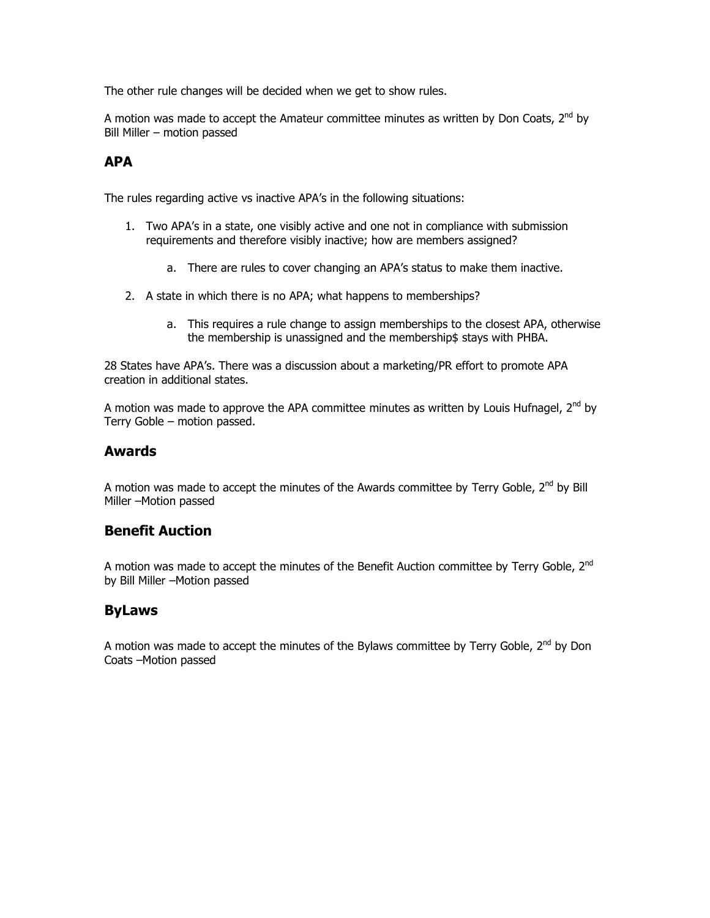The other rule changes will be decided when we get to show rules.

A motion was made to accept the Amateur committee minutes as written by Don Coats, 2nd by Bill Miller – motion passed

## APA

The rules regarding active vs inactive APA's in the following situations:

1. Two APA's in a state, one visibly active and one not in compliance with submission requirements and therefore visibly inactive; how are members assigned?
    a. There are rules to cover changing an APA's status to make them inactive.
2. A state in which there is no APA; what happens to memberships?
    a. This requires a rule change to assign memberships to the closest APA, otherwise the membership is unassigned and the membership$ stays with PHBA.

28 States have APA's. There was a discussion about a marketing/PR effort to promote APA creation in additional states.

A motion was made to approve the APA committee minutes as written by Louis Hufnagel, 2nd by Terry Goble – motion passed.

## Awards

A motion was made to accept the minutes of the Awards committee by Terry Goble, 2nd by Bill Miller –Motion passed

## Benefit Auction

A motion was made to accept the minutes of the Benefit Auction committee by Terry Goble, 2nd by Bill Miller –Motion passed

## ByLaws

A motion was made to accept the minutes of the Bylaws committee by Terry Goble, 2nd by Don Coats –Motion passed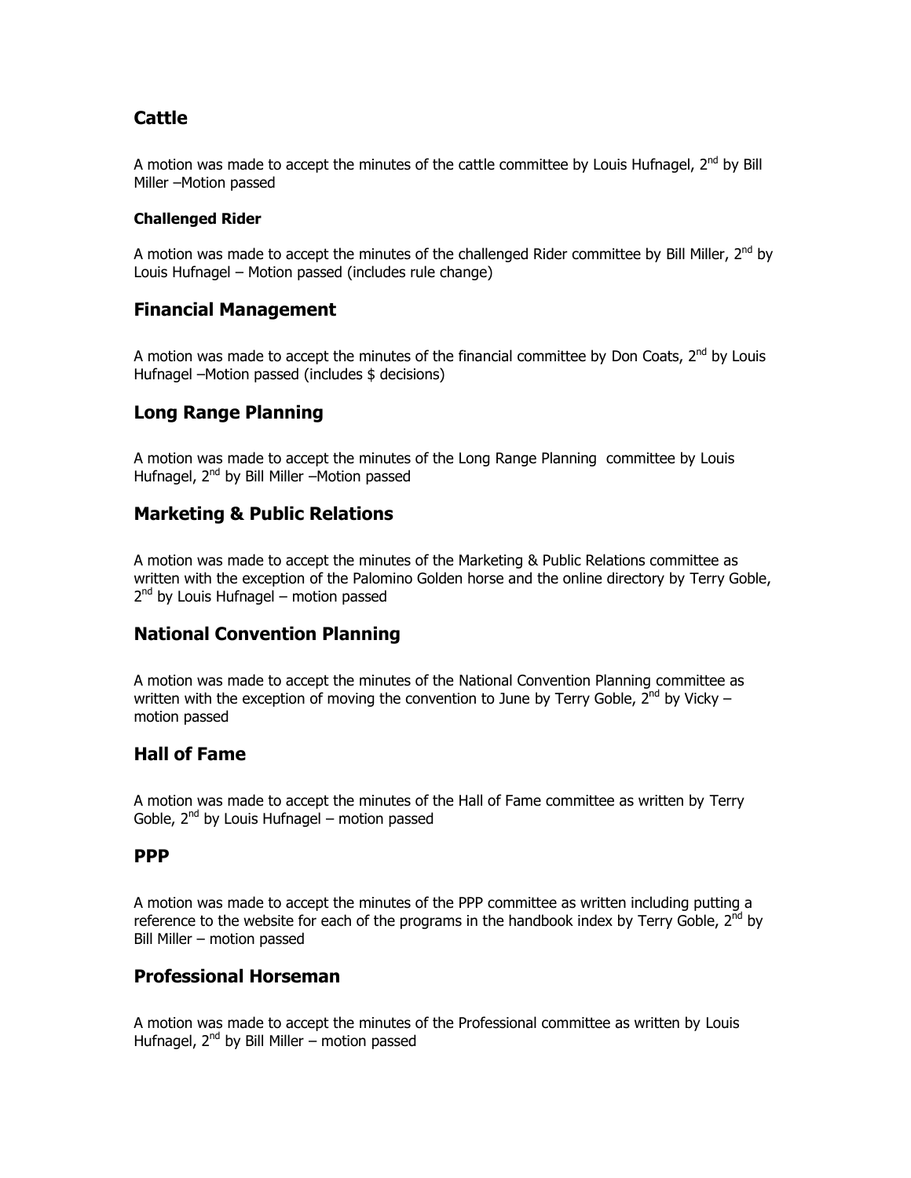## Cattle

A motion was made to accept the minutes of the cattle committee by Louis Hufnagel, 2nd by Bill Miller –Motion passed

### Challenged Rider

A motion was made to accept the minutes of the challenged Rider committee by Bill Miller, 2nd by Louis Hufnagel – Motion passed (includes rule change)

## Financial Management

A motion was made to accept the minutes of the financial committee by Don Coats, 2nd by Louis Hufnagel –Motion passed (includes $ decisions)

## Long Range Planning

A motion was made to accept the minutes of the Long Range Planning committee by Louis Hufnagel, 2nd by Bill Miller –Motion passed

## Marketing & Public Relations

A motion was made to accept the minutes of the Marketing & Public Relations committee as written with the exception of the Palomino Golden horse and the online directory by Terry Goble, 2nd by Louis Hufnagel – motion passed

## National Convention Planning

A motion was made to accept the minutes of the National Convention Planning committee as written with the exception of moving the convention to June by Terry Goble, 2nd by Vicky – motion passed

## Hall of Fame

A motion was made to accept the minutes of the Hall of Fame committee as written by Terry Goble, 2nd by Louis Hufnagel – motion passed

## PPP

A motion was made to accept the minutes of the PPP committee as written including putting a reference to the website for each of the programs in the handbook index by Terry Goble, 2nd by Bill Miller – motion passed

## Professional Horseman

A motion was made to accept the minutes of the Professional committee as written by Louis Hufnagel, 2nd by Bill Miller – motion passed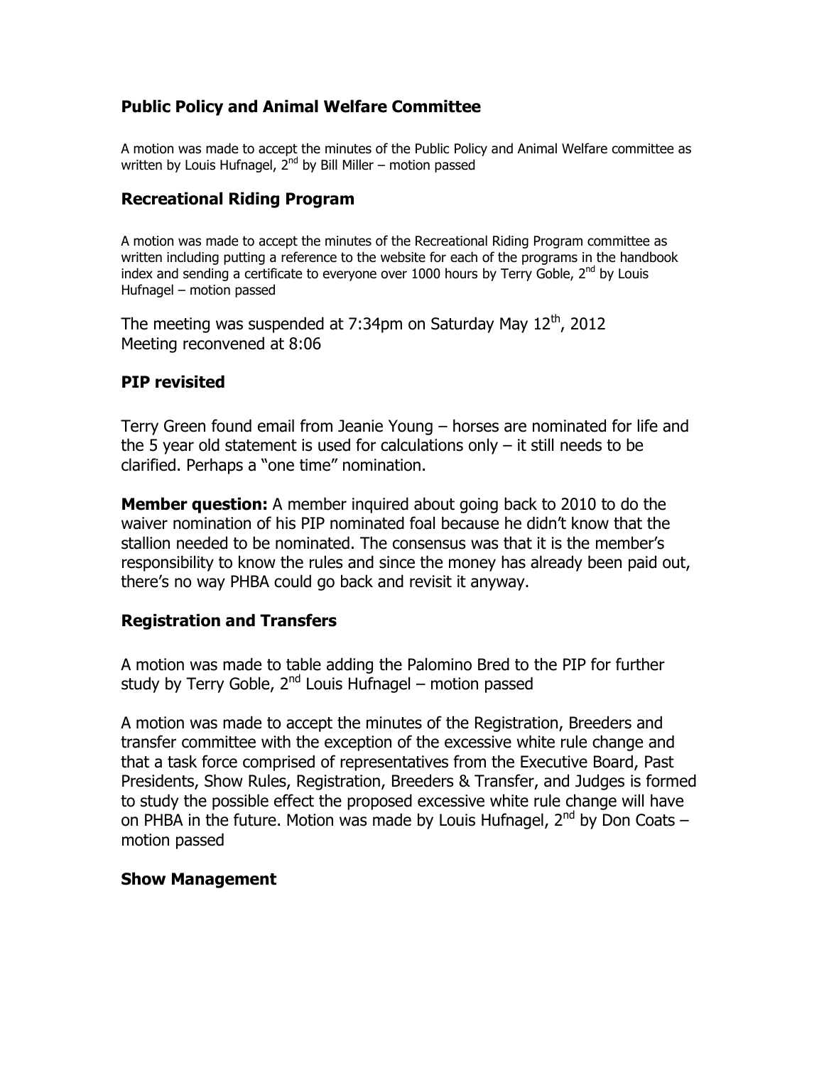## Public Policy and Animal Welfare Committee

A motion was made to accept the minutes of the Public Policy and Animal Welfare committee as written by Louis Hufnagel, 2nd by Bill Miller – motion passed

## Recreational Riding Program

A motion was made to accept the minutes of the Recreational Riding Program committee as written including putting a reference to the website for each of the programs in the handbook index and sending a certificate to everyone over 1000 hours by Terry Goble, 2nd by Louis Hufnagel – motion passed

The meeting was suspended at 7:34pm on Saturday May 12th, 2012
Meeting reconvened at 8:06

## PIP revisited

Terry Green found email from Jeanie Young – horses are nominated for life and the 5 year old statement is used for calculations only – it still needs to be clarified. Perhaps a "one time" nomination.

**Member question:** A member inquired about going back to 2010 to do the waiver nomination of his PIP nominated foal because he didn't know that the stallion needed to be nominated. The consensus was that it is the member's responsibility to know the rules and since the money has already been paid out, there's no way PHBA could go back and revisit it anyway.

## Registration and Transfers

A motion was made to table adding the Palomino Bred to the PIP for further study by Terry Goble, 2nd Louis Hufnagel – motion passed

A motion was made to accept the minutes of the Registration, Breeders and transfer committee with the exception of the excessive white rule change and that a task force comprised of representatives from the Executive Board, Past Presidents, Show Rules, Registration, Breeders & Transfer, and Judges is formed to study the possible effect the proposed excessive white rule change will have on PHBA in the future. Motion was made by Louis Hufnagel, 2nd by Don Coats – motion passed

## Show Management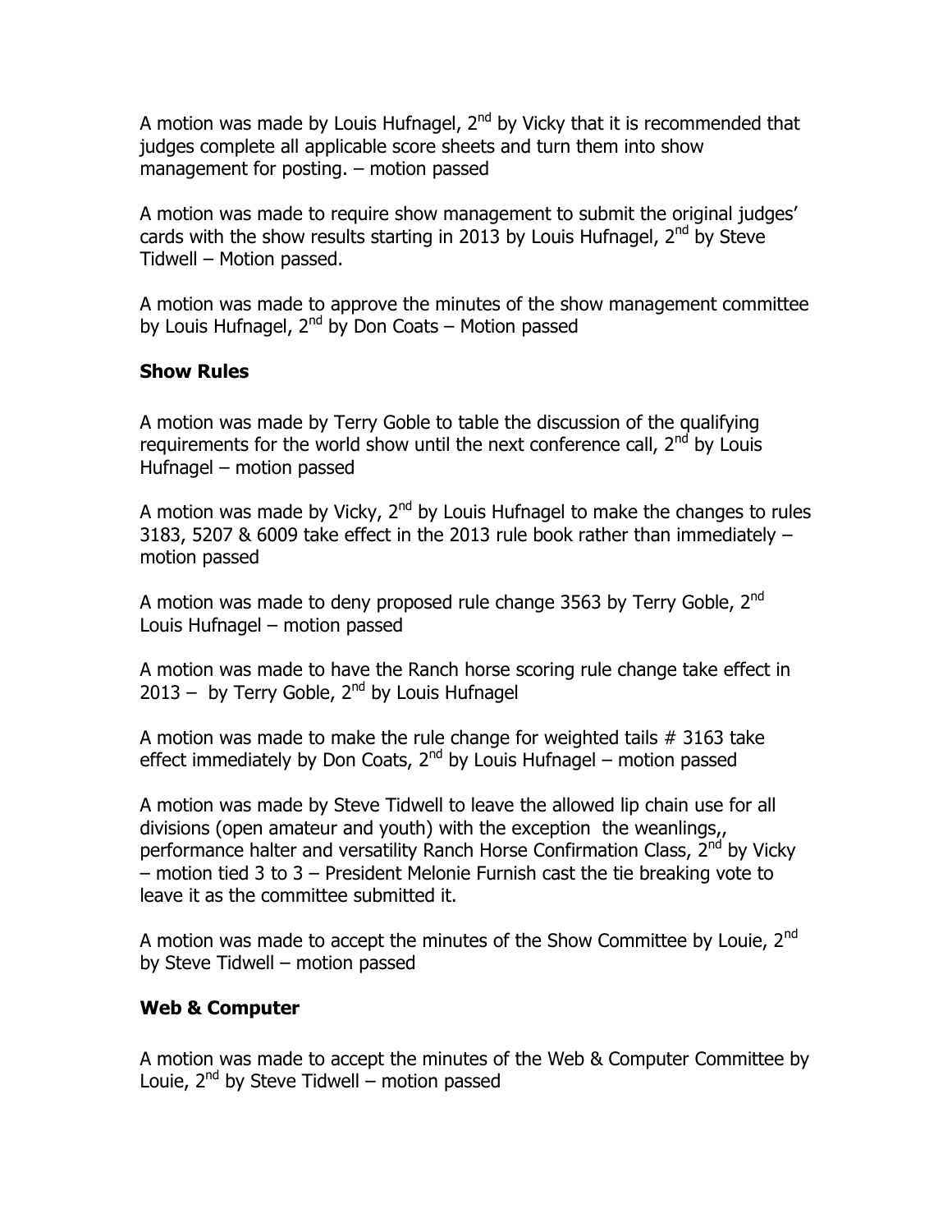A motion was made by Louis Hufnagel, 2nd by Vicky that it is recommended that judges complete all applicable score sheets and turn them into show management for posting. – motion passed

A motion was made to require show management to submit the original judges' cards with the show results starting in 2013 by Louis Hufnagel, 2nd by Steve Tidwell – Motion passed.

A motion was made to approve the minutes of the show management committee by Louis Hufnagel, 2nd by Don Coats – Motion passed

**Show Rules**

A motion was made by Terry Goble to table the discussion of the qualifying requirements for the world show until the next conference call, 2nd by Louis Hufnagel – motion passed

A motion was made by Vicky, 2nd by Louis Hufnagel to make the changes to rules 3183, 5207 & 6009 take effect in the 2013 rule book rather than immediately – motion passed

A motion was made to deny proposed rule change 3563 by Terry Goble, 2nd Louis Hufnagel – motion passed

A motion was made to have the Ranch horse scoring rule change take effect in 2013 – by Terry Goble, 2nd by Louis Hufnagel

A motion was made to make the rule change for weighted tails # 3163 take effect immediately by Don Coats, 2nd by Louis Hufnagel – motion passed

A motion was made by Steve Tidwell to leave the allowed lip chain use for all divisions (open amateur and youth) with the exception the weanlings,, performance halter and versatility Ranch Horse Confirmation Class, 2nd by Vicky – motion tied 3 to 3 – President Melonie Furnish cast the tie breaking vote to leave it as the committee submitted it.

A motion was made to accept the minutes of the Show Committee by Louie, 2nd by Steve Tidwell – motion passed

**Web & Computer**

A motion was made to accept the minutes of the Web & Computer Committee by Louie, 2nd by Steve Tidwell – motion passed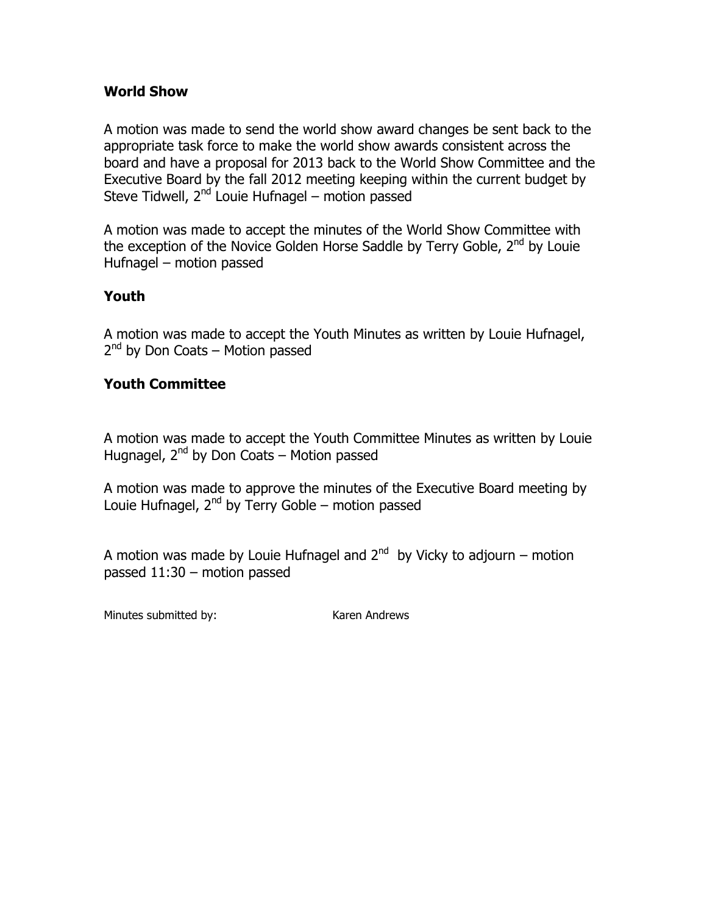### World Show

A motion was made to send the world show award changes be sent back to the appropriate task force to make the world show awards consistent across the board and have a proposal for 2013 back to the World Show Committee and the Executive Board by the fall 2012 meeting keeping within the current budget by Steve Tidwell, 2nd Louie Hufnagel – motion passed

A motion was made to accept the minutes of the World Show Committee with the exception of the Novice Golden Horse Saddle by Terry Goble, 2nd by Louie Hufnagel – motion passed

### Youth

A motion was made to accept the Youth Minutes as written by Louie Hufnagel, 2nd by Don Coats – Motion passed

### Youth Committee

A motion was made to accept the Youth Committee Minutes as written by Louie Hugnagel, 2nd by Don Coats – Motion passed

A motion was made to approve the minutes of the Executive Board meeting by Louie Hufnagel, 2nd by Terry Goble – motion passed

A motion was made by Louie Hufnagel and 2nd by Vicky to adjourn – motion passed 11:30 – motion passed

Minutes submitted by: Karen Andrews